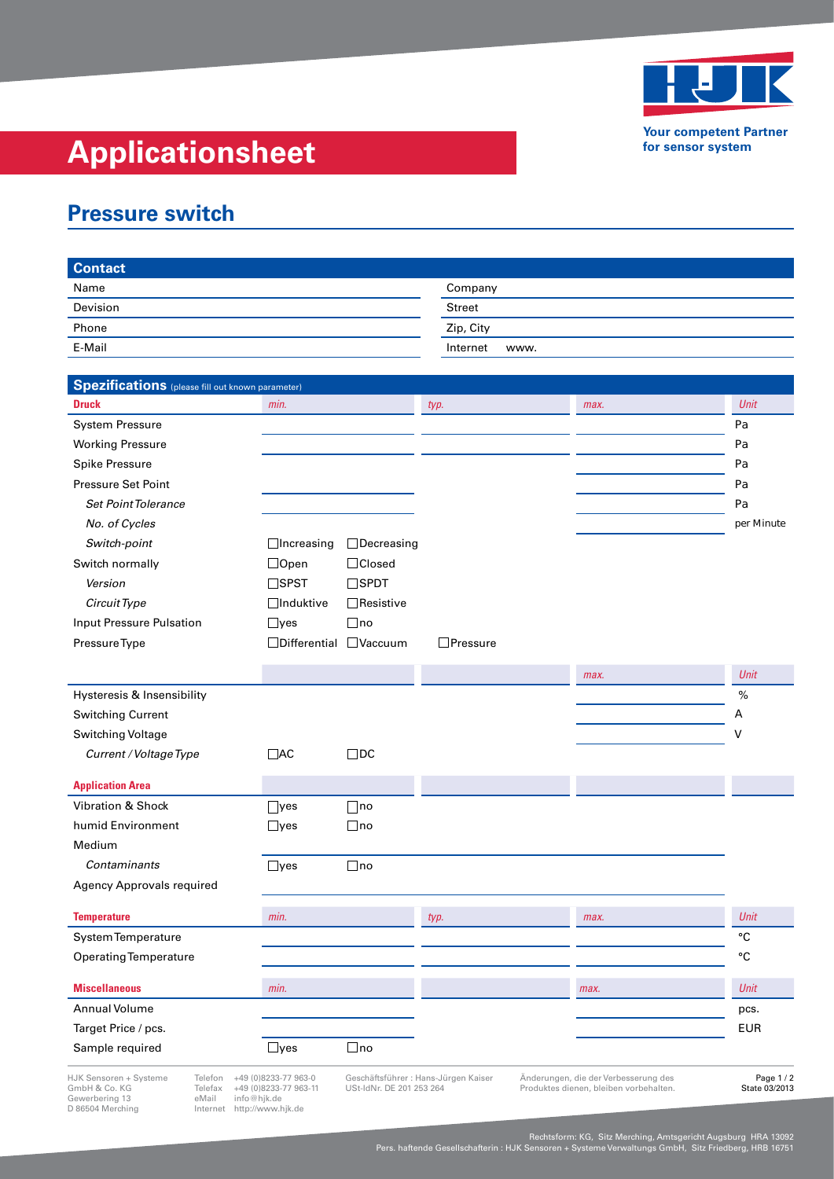Your competent Partner
for sensor system

# Applicationsheet

## Pressure switch

### Contact

| | |
|---|---|
| Name | Company |
| Devision | Street |
| Phone | Zip, City |
| E-Mail | Internet www. |

### Spezifications (please fill out known parameter)

| Druck | min. | | typ. | max. | Unit |
|---|---|---|---|---|---|
| System Pressure | | | | | Pa |
| Working Pressure | | | | | Pa |
| Spike Pressure | | | | | Pa |
| Pressure Set Point | | | | | Pa |
| *Set Point Tolerance* | | | | | Pa |
| *No. of Cycles* | | | | | per Minute |
| *Switch-point* | ☐Increasing | ☐Decreasing | | | |
| Switch normally | ☐Open | ☐Closed | | | |
| *Version* | ☐SPST | ☐SPDT | | | |
| *Circuit Type* | ☐Induktive | ☐Resistive | | | |
| Input Pressure Pulsation | ☐yes | ☐no | | | |
| Pressure Type | ☐Differential | ☐Vaccuum | ☐Pressure | | |

| | | | | max. | Unit |
|---|---|---|---|---|---|
| Hysteresis & Insensibility | | | | | % |
| Switching Current | | | | | A |
| Switching Voltage | | | | | V |
| *Current / Voltage Type* | ☐AC | ☐DC | | | |

| Application Area | | | | | |
|---|---|---|---|---|---|
| Vibration & Shock | ☐yes | ☐no | | | |
| humid Environment | ☐yes | ☐no | | | |
| Medium | | | | | |
| *Contaminants* | ☐yes | ☐no | | | |
| Agency Approvals required | | | | | |

| Temperature | min. | typ. | max. | Unit |
|---|---|---|---|---|
| System Temperature | | | | °C |
| Operating Temperature | | | | °C |

| Miscellaneous | min. | | max. | Unit |
|---|---|---|---|---|
| Annual Volume | | | | pcs. |
| Target Price / pcs. | | | | EUR |
| Sample required | ☐yes | ☐no | | |

HJK Sensoren + Systeme GmbH & Co. KG
Gewerbering 13
D 86504 Merching

Telefon +49 (0)8233-77 963-0
Telefax +49 (0)8233-77 963-11
eMail info@hjk.de
Internet http://www.hjk.de

Geschäftsführer : Hans-Jürgen Kaiser
USt-IdNr. DE 201 253 264

Änderungen, die der Verbesserung des Produktes dienen, bleiben vorbehalten.

State 03/2013

Rechtsform: KG, Sitz Merching, Amtsgericht Augsburg HRA 13092
Pers. haftende Gesellschafterin : HJK Sensoren + Systeme Verwaltungs GmbH, Sitz Friedberg, HRB 16751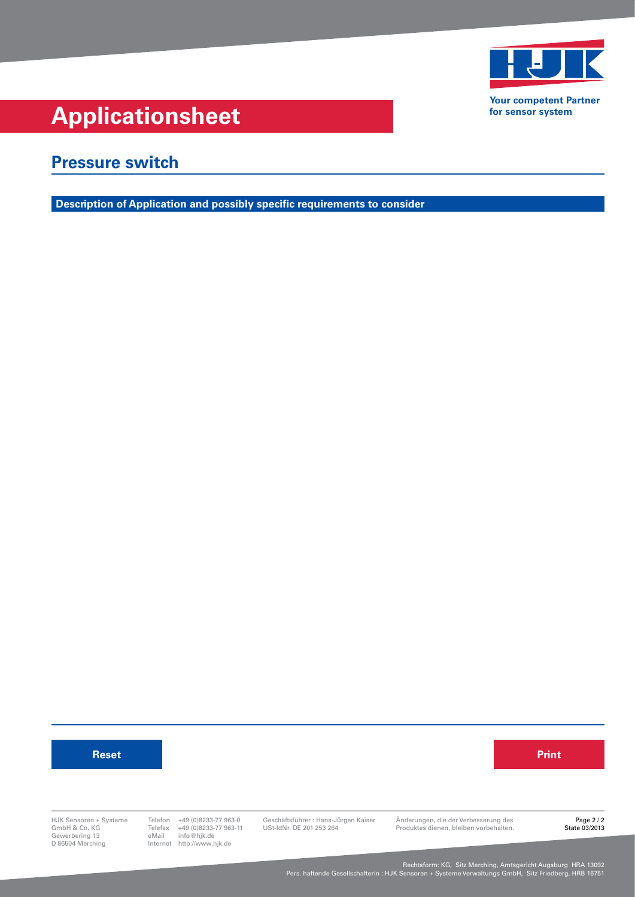# Applicationsheet

## Pressure switch

**Description of Application and possibly specific requirements to consider**

**Reset**

**Print**

HJK Sensoren + Systeme
GmbH & Co. KG
Gewerbering 13
D 86504 Merching

Telefon +49 (0)8233-77 963-0
Telefax +49 (0)8233-77 963-11
eMail info@hjk.de
Internet http://www.hjk.de

Geschäftsführer : Hans-Jürgen Kaiser
USt-IdNr. DE 201 253 264

Änderungen, die der Verbesserung des Produktes dienen, bleiben vorbehalten.

State 03/2013

Rechtsform: KG, Sitz Merching, Amtsgericht Augsburg HRA 13092
Pers. haftende Gesellschafterin : HJK Sensoren + Systeme Verwaltungs GmbH, Sitz Friedberg, HRB 16751